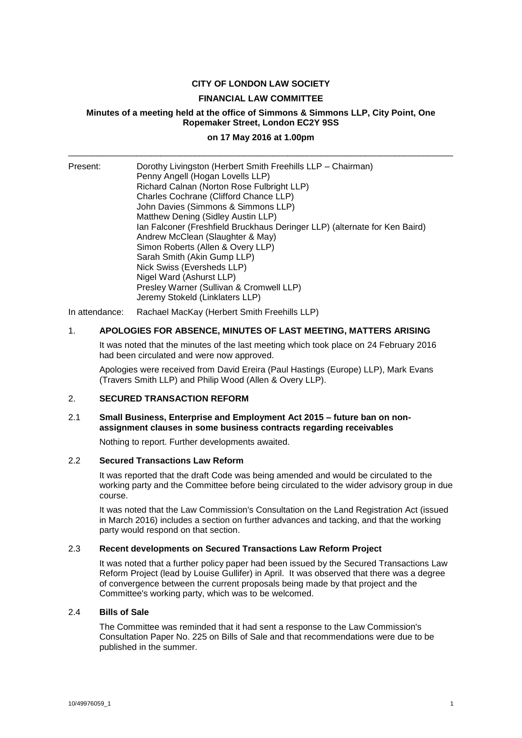**CITY OF LONDON LAW SOCIETY**

**FINANCIAL LAW COMMITTEE**

**Minutes of a meeting held at the office of Simmons & Simmons LLP, City Point, One Ropemaker Street, London EC2Y 9SS**

**on 17 May 2016 at 1.00pm**

---

Present: Dorothy Livingston (Herbert Smith Freehills LLP – Chairman)
Penny Angell (Hogan Lovells LLP)
Richard Calnan (Norton Rose Fulbright LLP)
Charles Cochrane (Clifford Chance LLP)
John Davies (Simmons & Simmons LLP)
Matthew Dening (Sidley Austin LLP)
Ian Falconer (Freshfield Bruckhaus Deringer LLP) (alternate for Ken Baird)
Andrew McClean (Slaughter & May)
Simon Roberts (Allen & Overy LLP)
Sarah Smith (Akin Gump LLP)
Nick Swiss (Eversheds LLP)
Nigel Ward (Ashurst LLP)
Presley Warner (Sullivan & Cromwell LLP)
Jeremy Stokeld (Linklaters LLP)

In attendance: Rachael MacKay (Herbert Smith Freehills LLP)

## 1. APOLOGIES FOR ABSENCE, MINUTES OF LAST MEETING, MATTERS ARISING

It was noted that the minutes of the last meeting which took place on 24 February 2016 had been circulated and were now approved.

Apologies were received from David Ereira (Paul Hastings (Europe) LLP), Mark Evans (Travers Smith LLP) and Philip Wood (Allen & Overy LLP).

## 2. SECURED TRANSACTION REFORM

### 2.1 Small Business, Enterprise and Employment Act 2015 – future ban on non-assignment clauses in some business contracts regarding receivables

Nothing to report. Further developments awaited.

### 2.2 Secured Transactions Law Reform

It was reported that the draft Code was being amended and would be circulated to the working party and the Committee before being circulated to the wider advisory group in due course.

It was noted that the Law Commission's Consultation on the Land Registration Act (issued in March 2016) includes a section on further advances and tacking, and that the working party would respond on that section.

### 2.3 Recent developments on Secured Transactions Law Reform Project

It was noted that a further policy paper had been issued by the Secured Transactions Law Reform Project (lead by Louise Gullifer) in April. It was observed that there was a degree of convergence between the current proposals being made by that project and the Committee's working party, which was to be welcomed.

### 2.4 Bills of Sale

The Committee was reminded that it had sent a response to the Law Commission's Consultation Paper No. 225 on Bills of Sale and that recommendations were due to be published in the summer.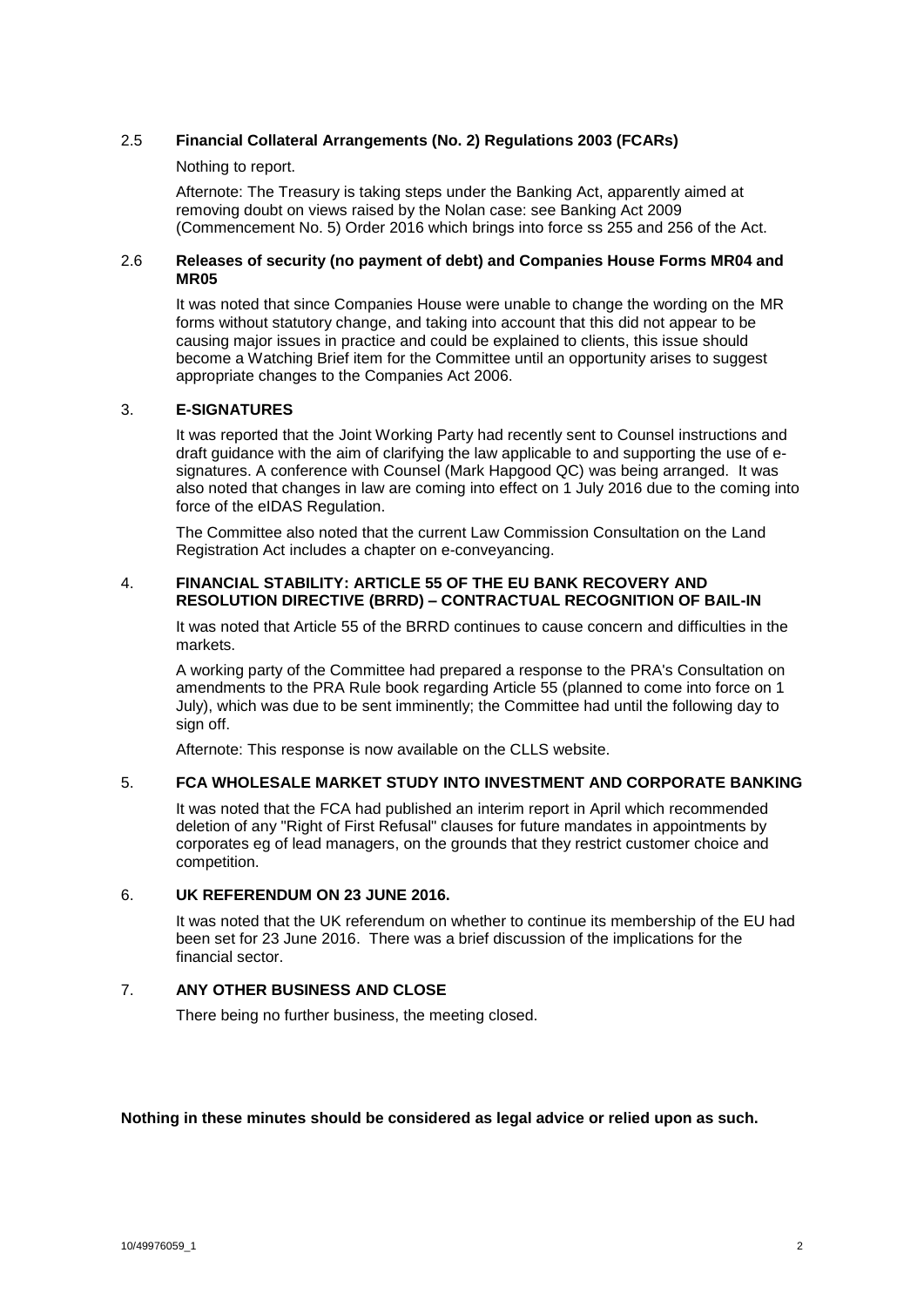### 2.5 **Financial Collateral Arrangements (No. 2) Regulations 2003 (FCARs)**

Nothing to report.

Afternote: The Treasury is taking steps under the Banking Act, apparently aimed at removing doubt on views raised by the Nolan case: see Banking Act 2009 (Commencement No. 5) Order 2016 which brings into force ss 255 and 256 of the Act.

### 2.6 **Releases of security (no payment of debt) and Companies House Forms MR04 and MR05**

It was noted that since Companies House were unable to change the wording on the MR forms without statutory change, and taking into account that this did not appear to be causing major issues in practice and could be explained to clients, this issue should become a Watching Brief item for the Committee until an opportunity arises to suggest appropriate changes to the Companies Act 2006.

## 3. **E-SIGNATURES**

It was reported that the Joint Working Party had recently sent to Counsel instructions and draft guidance with the aim of clarifying the law applicable to and supporting the use of e-signatures. A conference with Counsel (Mark Hapgood QC) was being arranged. It was also noted that changes in law are coming into effect on 1 July 2016 due to the coming into force of the eIDAS Regulation.

The Committee also noted that the current Law Commission Consultation on the Land Registration Act includes a chapter on e-conveyancing.

## 4. **FINANCIAL STABILITY: ARTICLE 55 OF THE EU BANK RECOVERY AND RESOLUTION DIRECTIVE (BRRD) – CONTRACTUAL RECOGNITION OF BAIL-IN**

It was noted that Article 55 of the BRRD continues to cause concern and difficulties in the markets.

A working party of the Committee had prepared a response to the PRA's Consultation on amendments to the PRA Rule book regarding Article 55 (planned to come into force on 1 July), which was due to be sent imminently; the Committee had until the following day to sign off.

Afternote: This response is now available on the CLLS website.

## 5. **FCA WHOLESALE MARKET STUDY INTO INVESTMENT AND CORPORATE BANKING**

It was noted that the FCA had published an interim report in April which recommended deletion of any "Right of First Refusal" clauses for future mandates in appointments by corporates eg of lead managers, on the grounds that they restrict customer choice and competition.

## 6. **UK REFERENDUM ON 23 JUNE 2016.**

It was noted that the UK referendum on whether to continue its membership of the EU had been set for 23 June 2016. There was a brief discussion of the implications for the financial sector.

## 7. **ANY OTHER BUSINESS AND CLOSE**

There being no further business, the meeting closed.

**Nothing in these minutes should be considered as legal advice or relied upon as such.**